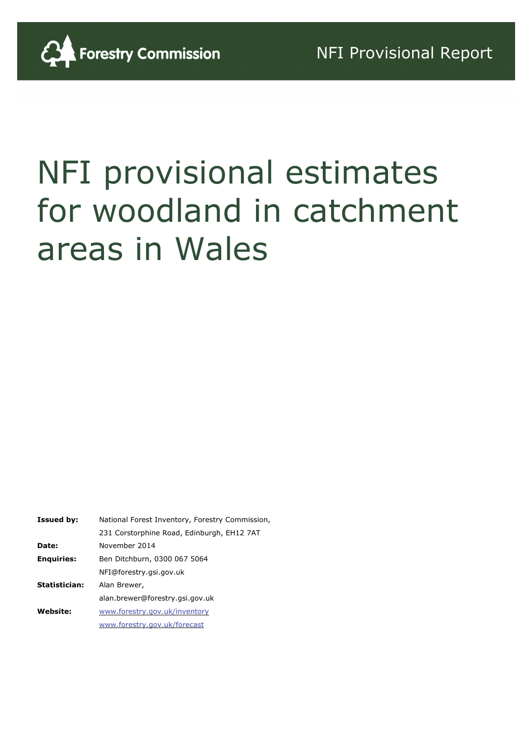Forestry Commission

NFI Provisional Report

# NFI provisional estimates for woodland in catchment areas in Wales

| | |
|---|---|
| **Issued by:** | National Forest Inventory, Forestry Commission, |
| | 231 Corstorphine Road, Edinburgh, EH12 7AT |
| **Date:** | November 2014 |
| **Enquiries:** | Ben Ditchburn, 0300 067 5064 |
| | NFI@forestry.gsi.gov.uk |
| **Statistician:** | Alan Brewer, |
| | alan.brewer@forestry.gsi.gov.uk |
| **Website:** | www.forestry.gov.uk/inventory |
| | www.forestry.gov.uk/forecast |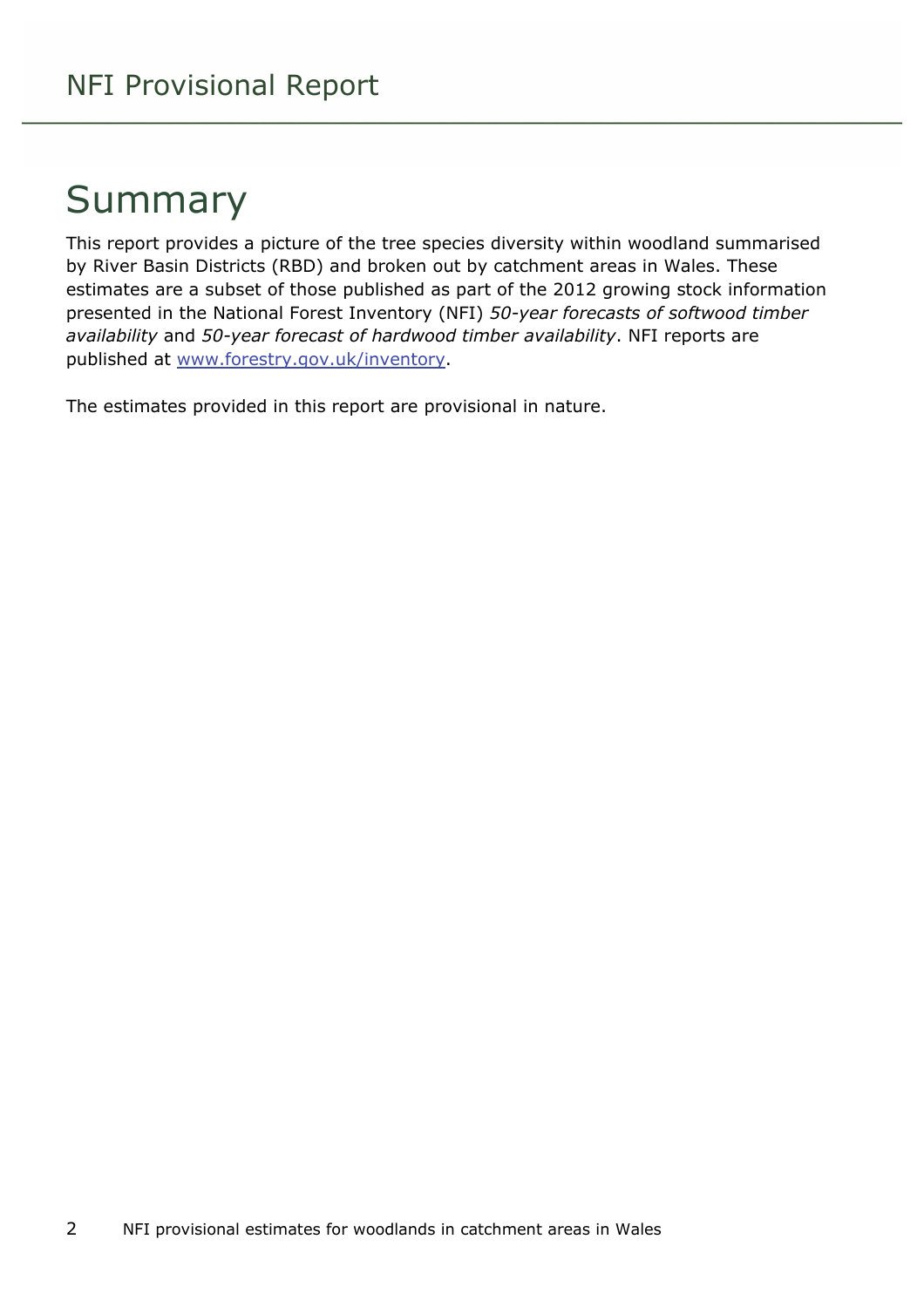# Summary

This report provides a picture of the tree species diversity within woodland summarised by River Basin Districts (RBD) and broken out by catchment areas in Wales. These estimates are a subset of those published as part of the 2012 growing stock information presented in the National Forest Inventory (NFI) *50-year forecasts of softwood timber availability* and *50-year forecast of hardwood timber availability*. NFI reports are published at [www.forestry.gov.uk/inventory](www.forestry.gov.uk/inventory).

The estimates provided in this report are provisional in nature.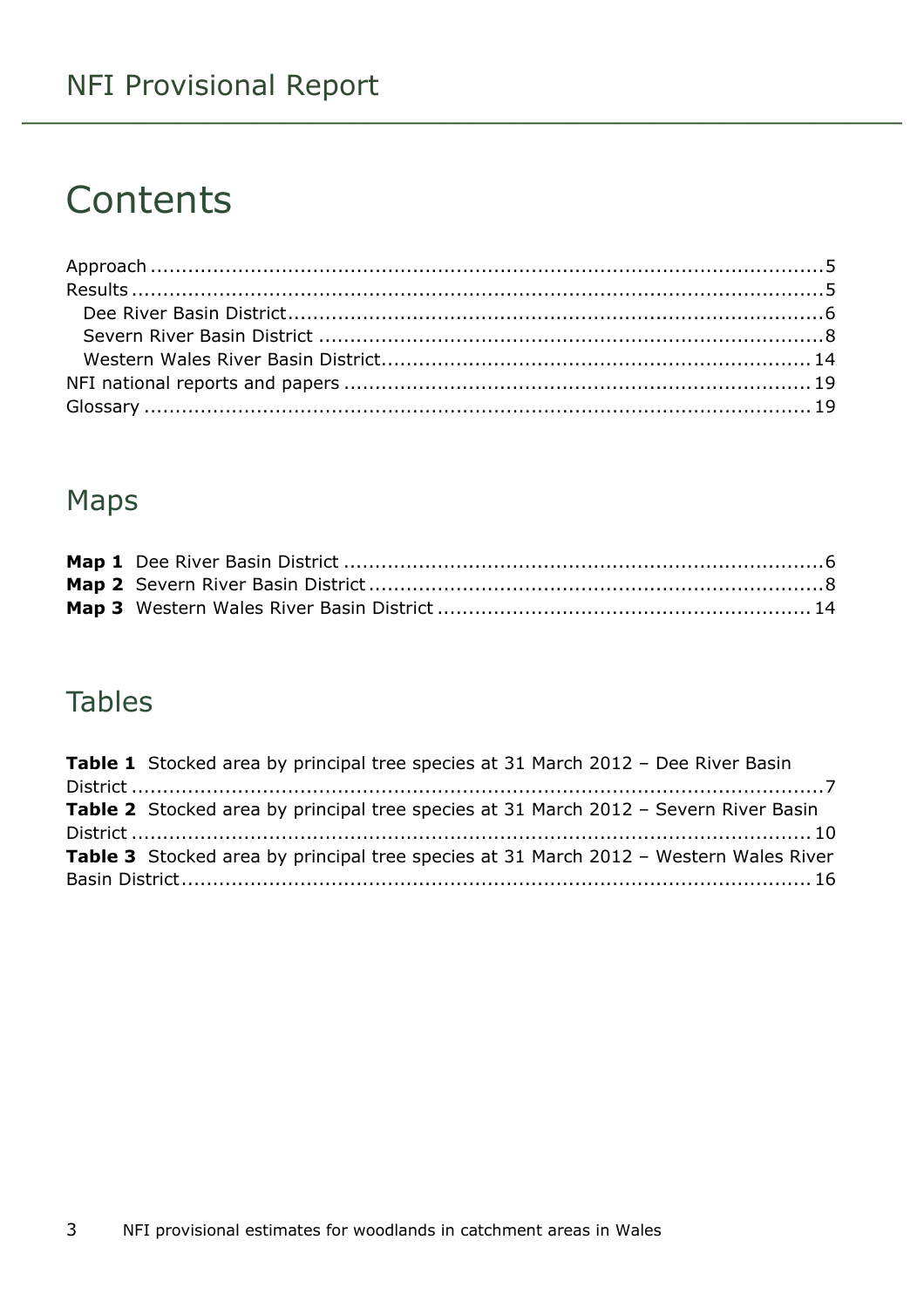# Contents

Approach .......................................................... 5
Results .......................................................... 5
  Dee River Basin District .......................................................... 6
  Severn River Basin District .......................................................... 8
  Western Wales River Basin District .......................................................... 14
NFI national reports and papers .......................................................... 19
Glossary .......................................................... 19

## Maps

**Map 1** Dee River Basin District .......................................................... 6
**Map 2** Severn River Basin District .......................................................... 8
**Map 3** Western Wales River Basin District .......................................................... 14

## Tables

**Table 1** Stocked area by principal tree species at 31 March 2012 – Dee River Basin District .......................................................... 7
**Table 2** Stocked area by principal tree species at 31 March 2012 – Severn River Basin District .......................................................... 10
**Table 3** Stocked area by principal tree species at 31 March 2012 – Western Wales River Basin District .......................................................... 16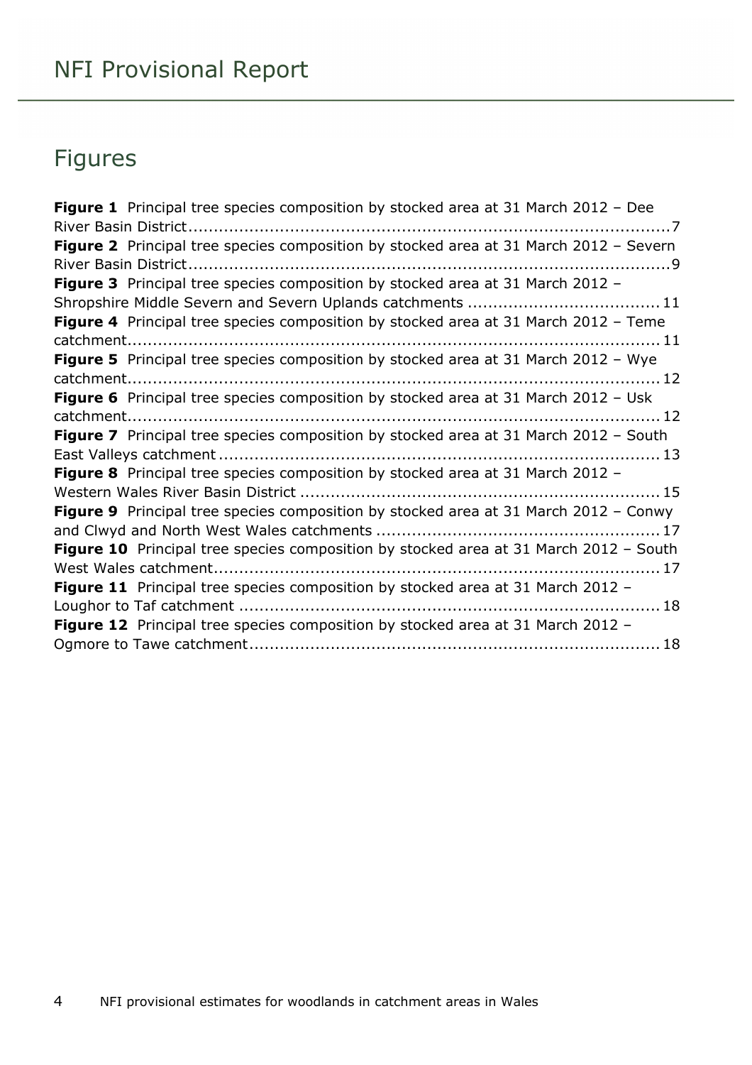# Figures

**Figure 1** Principal tree species composition by stocked area at 31 March 2012 – Dee River Basin District .......... 7

**Figure 2** Principal tree species composition by stocked area at 31 March 2012 – Severn River Basin District .......... 9

**Figure 3** Principal tree species composition by stocked area at 31 March 2012 – Shropshire Middle Severn and Severn Uplands catchments .......... 11

**Figure 4** Principal tree species composition by stocked area at 31 March 2012 – Teme catchment .......... 11

**Figure 5** Principal tree species composition by stocked area at 31 March 2012 – Wye catchment .......... 12

**Figure 6** Principal tree species composition by stocked area at 31 March 2012 – Usk catchment .......... 12

**Figure 7** Principal tree species composition by stocked area at 31 March 2012 – South East Valleys catchment .......... 13

**Figure 8** Principal tree species composition by stocked area at 31 March 2012 – Western Wales River Basin District .......... 15

**Figure 9** Principal tree species composition by stocked area at 31 March 2012 – Conwy and Clwyd and North West Wales catchments .......... 17

**Figure 10** Principal tree species composition by stocked area at 31 March 2012 – South West Wales catchment .......... 17

**Figure 11** Principal tree species composition by stocked area at 31 March 2012 – Loughor to Taf catchment .......... 18

**Figure 12** Principal tree species composition by stocked area at 31 March 2012 – Ogmore to Tawe catchment .......... 18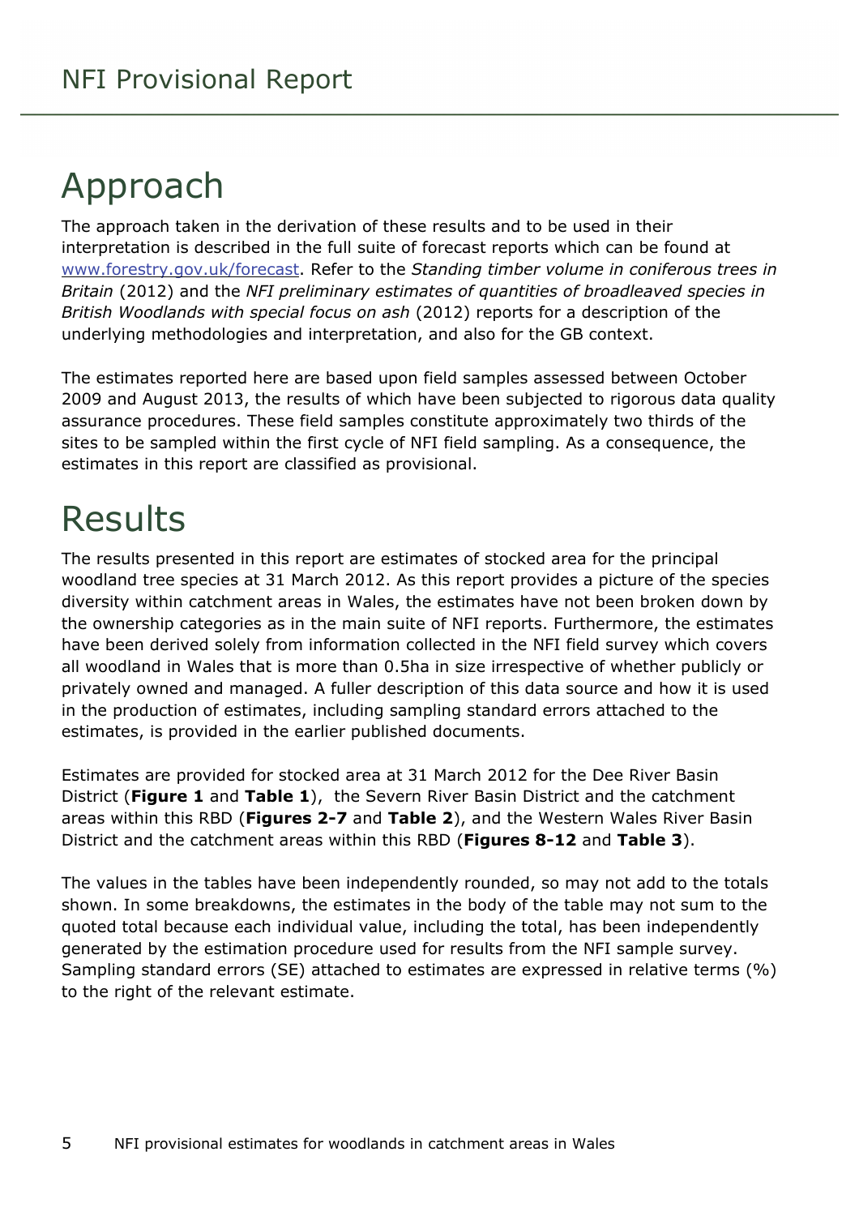# Approach

The approach taken in the derivation of these results and to be used in their interpretation is described in the full suite of forecast reports which can be found at [www.forestry.gov.uk/forecast](www.forestry.gov.uk/forecast). Refer to the *Standing timber volume in coniferous trees in Britain* (2012) and the *NFI preliminary estimates of quantities of broadleaved species in British Woodlands with special focus on ash* (2012) reports for a description of the underlying methodologies and interpretation, and also for the GB context.

The estimates reported here are based upon field samples assessed between October 2009 and August 2013, the results of which have been subjected to rigorous data quality assurance procedures. These field samples constitute approximately two thirds of the sites to be sampled within the first cycle of NFI field sampling. As a consequence, the estimates in this report are classified as provisional.

# Results

The results presented in this report are estimates of stocked area for the principal woodland tree species at 31 March 2012. As this report provides a picture of the species diversity within catchment areas in Wales, the estimates have not been broken down by the ownership categories as in the main suite of NFI reports. Furthermore, the estimates have been derived solely from information collected in the NFI field survey which covers all woodland in Wales that is more than 0.5ha in size irrespective of whether publicly or privately owned and managed. A fuller description of this data source and how it is used in the production of estimates, including sampling standard errors attached to the estimates, is provided in the earlier published documents.

Estimates are provided for stocked area at 31 March 2012 for the Dee River Basin District (**Figure 1** and **Table 1**), the Severn River Basin District and the catchment areas within this RBD (**Figures 2-7** and **Table 2**), and the Western Wales River Basin District and the catchment areas within this RBD (**Figures 8-12** and **Table 3**).

The values in the tables have been independently rounded, so may not add to the totals shown. In some breakdowns, the estimates in the body of the table may not sum to the quoted total because each individual value, including the total, has been independently generated by the estimation procedure used for results from the NFI sample survey. Sampling standard errors (SE) attached to estimates are expressed in relative terms (%) to the right of the relevant estimate.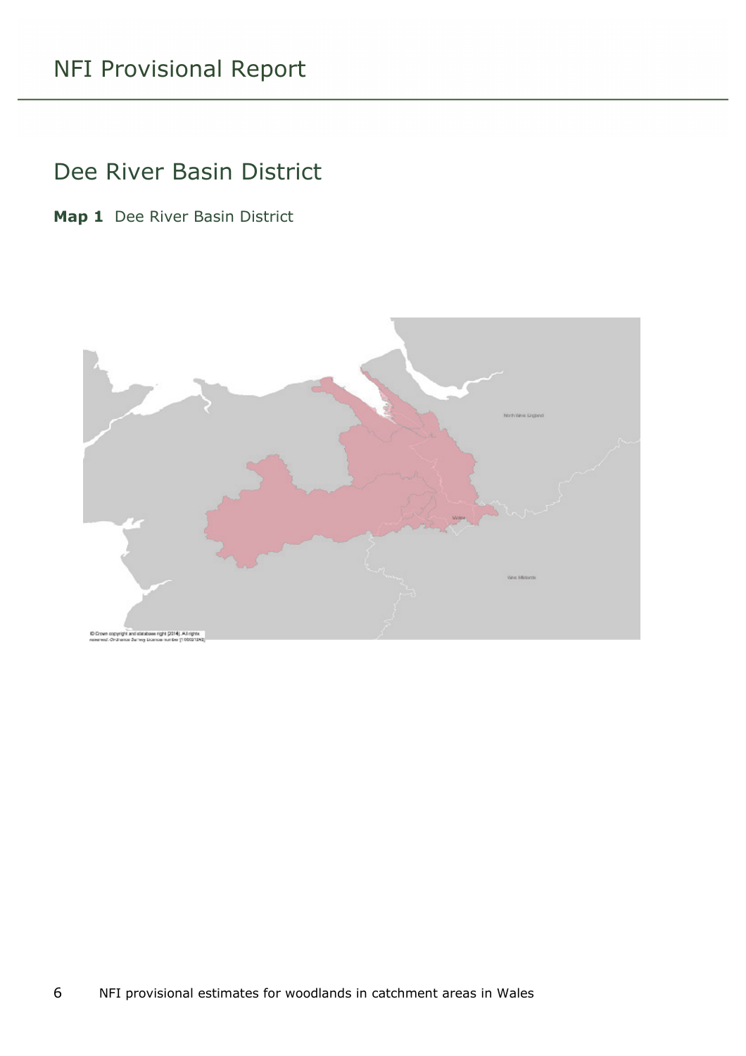# Dee River Basin District

**Map 1** Dee River Basin District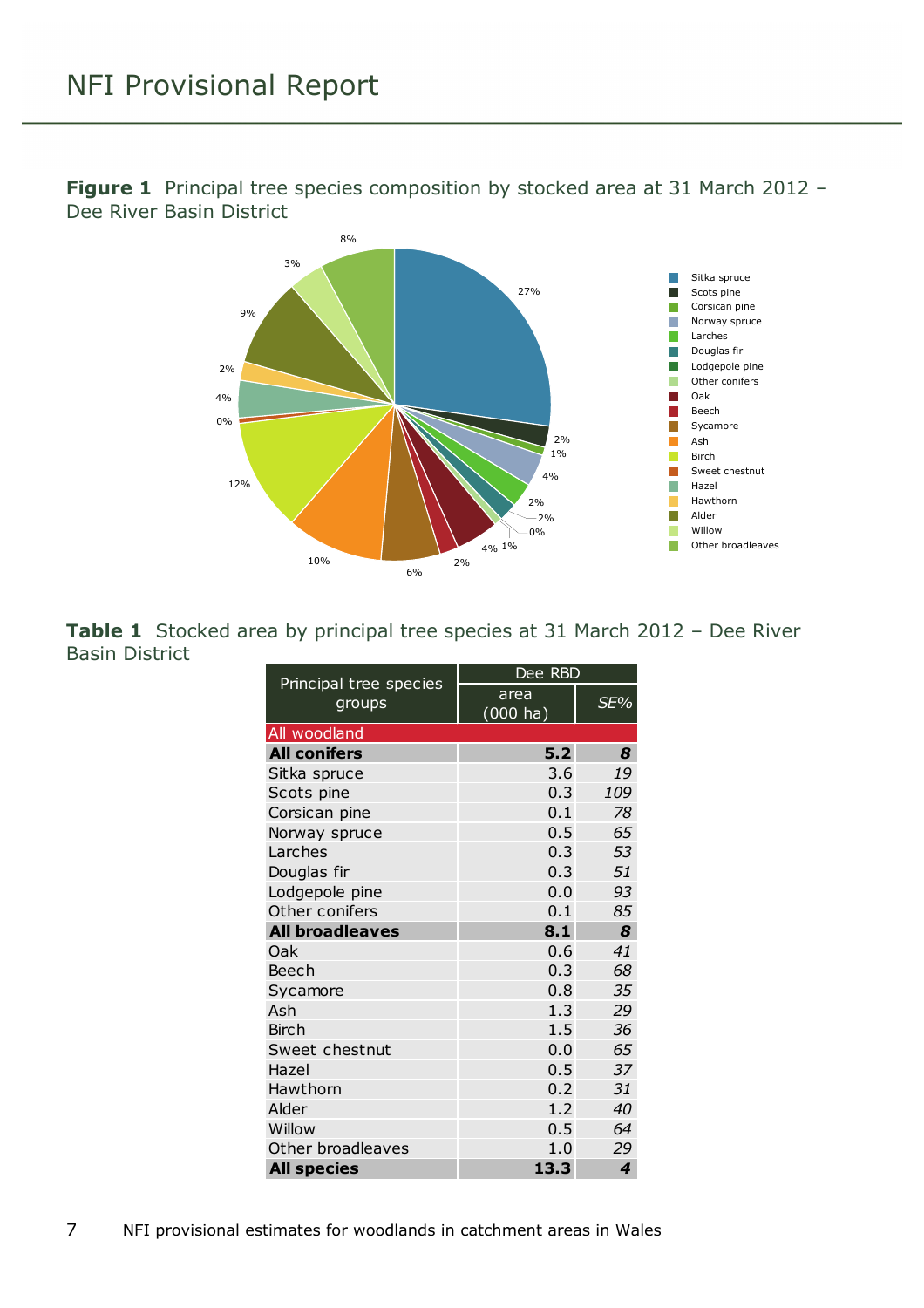**Figure 1** Principal tree species composition by stocked area at 31 March 2012 – Dee River Basin District

**Table 1** Stocked area by principal tree species at 31 March 2012 – Dee River Basin District

| Principal tree species groups | Dee RBD | |
|---|---|---|
| | area (000 ha) | *SE%* |
| All woodland | | |
| **All conifers** | **5.2** | ***8*** |
| Sitka spruce | 3.6 | *19* |
| Scots pine | 0.3 | *109* |
| Corsican pine | 0.1 | *78* |
| Norway spruce | 0.5 | *65* |
| Larches | 0.3 | *53* |
| Douglas fir | 0.3 | *51* |
| Lodgepole pine | 0.0 | *93* |
| Other conifers | 0.1 | *85* |
| **All broadleaves** | **8.1** | ***8*** |
| Oak | 0.6 | *41* |
| Beech | 0.3 | *68* |
| Sycamore | 0.8 | *35* |
| Ash | 1.3 | *29* |
| Birch | 1.5 | *36* |
| Sweet chestnut | 0.0 | *65* |
| Hazel | 0.5 | *37* |
| Hawthorn | 0.2 | *31* |
| Alder | 1.2 | *40* |
| Willow | 0.5 | *64* |
| Other broadleaves | 1.0 | *29* |
| **All species** | **13.3** | ***4*** |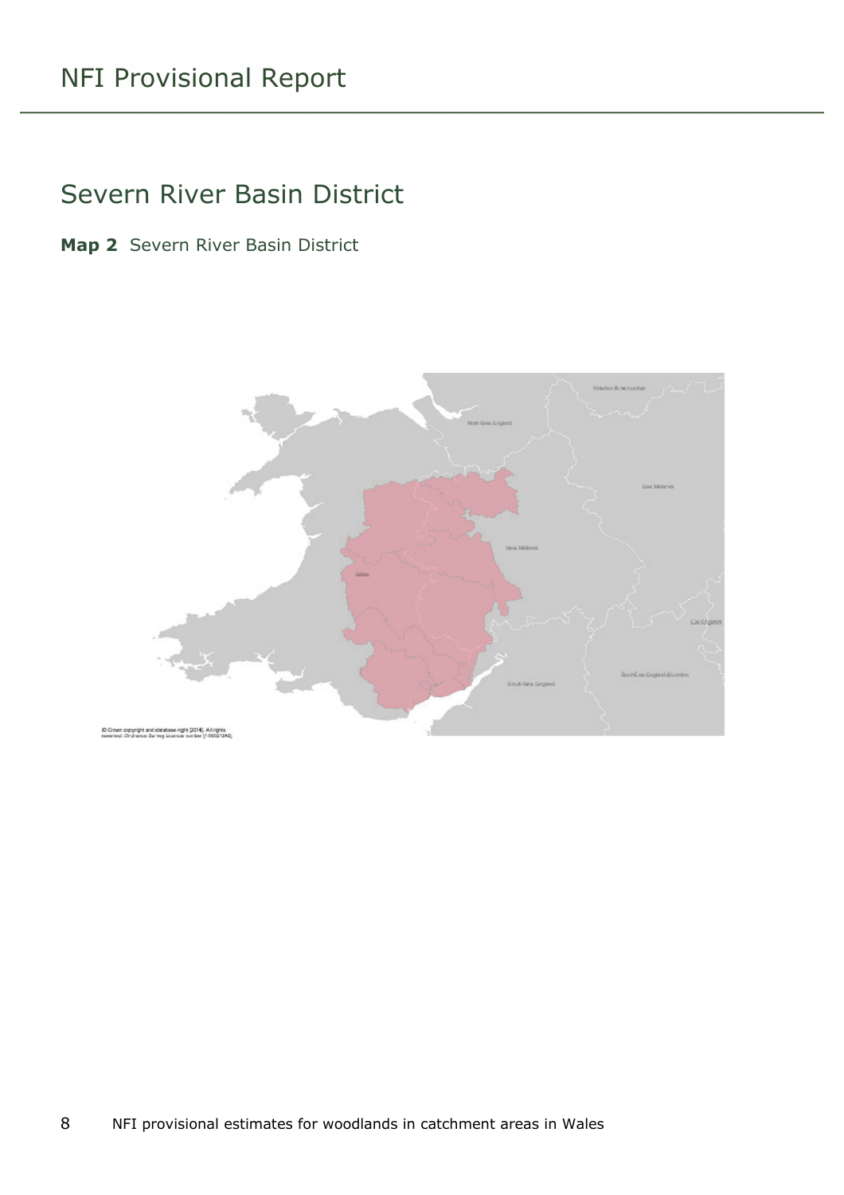## Severn River Basin District

**Map 2** Severn River Basin District

© Crown copyright and database right [2014]. All rights reserved. Ordnance Survey Licence number [100021242]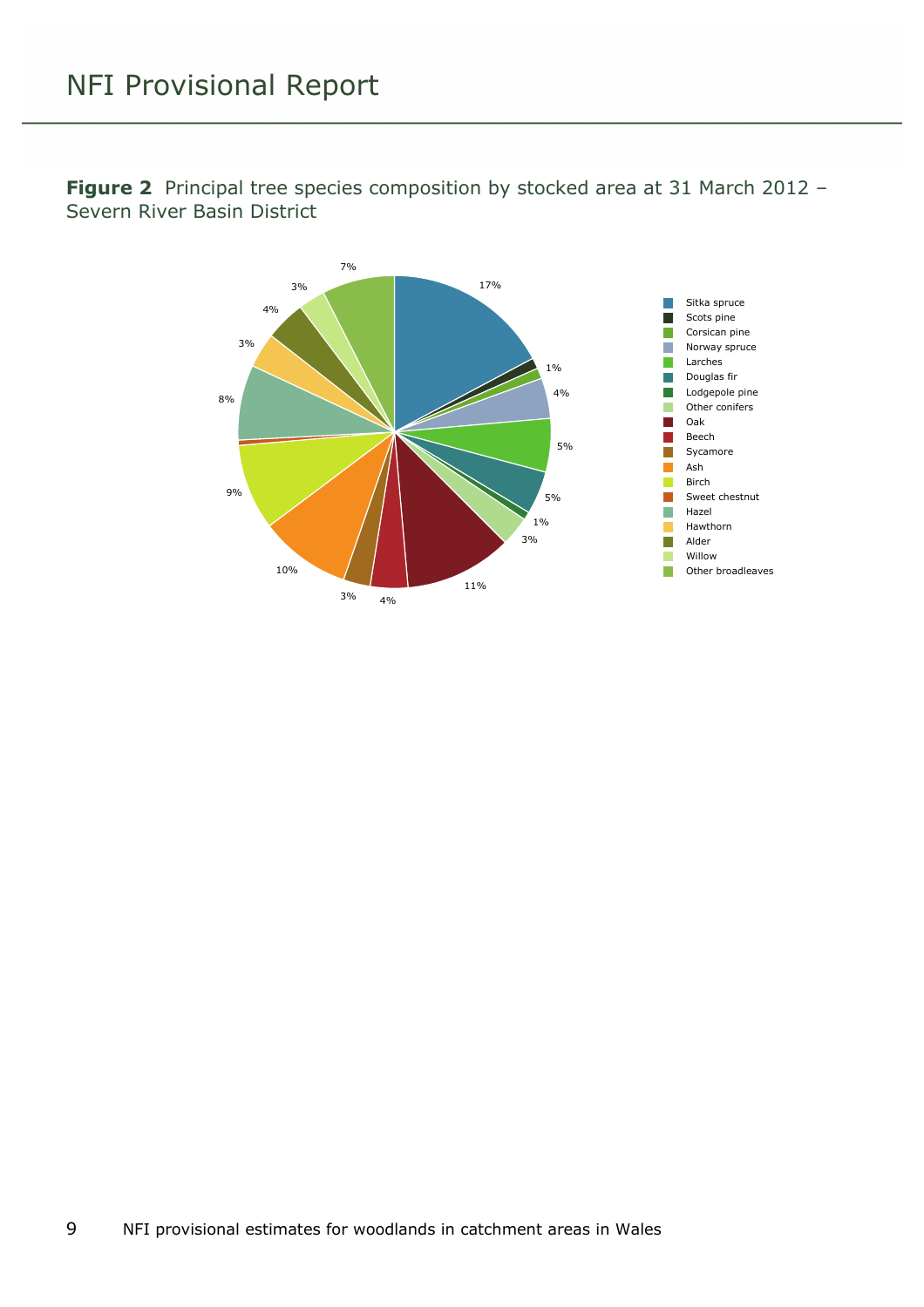**Figure 2** Principal tree species composition by stocked area at 31 March 2012 – Severn River Basin District

| Species | Percentage |
| --- | --- |
| Sitka spruce | 17% |
| Scots pine | |
| Corsican pine | 1% |
| Norway spruce | 4% |
| Larches | 5% |
| Douglas fir | 5% |
| Lodgepole pine | 1% |
| Other conifers | 3% |
| Oak | 11% |
| Beech | 4% |
| Sycamore | 3% |
| Ash | 10% |
| Birch | 9% |
| Sweet chestnut | |
| Hazel | 8% |
| Hawthorn | 3% |
| Alder | 4% |
| Willow | 3% |
| Other broadleaves | 7% |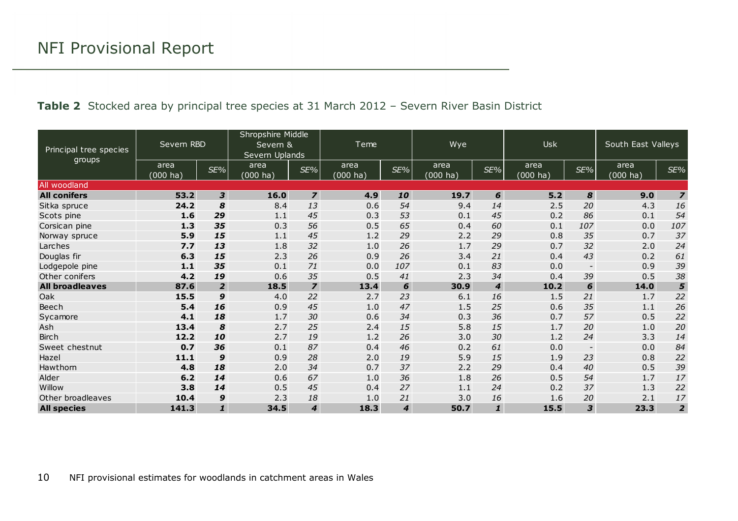**Table 2** Stocked area by principal tree species at 31 March 2012 – Severn River Basin District

| Principal tree species groups | Severn RBD | | Shropshire Middle Severn & Severn Uplands | | Teme | | Wye | | Usk | | South East Valleys | |
|---|---|---|---|---|---|---|---|---|---|---|---|---|
| | area (000 ha) | SE% | area (000 ha) | SE% | area (000 ha) | SE% | area (000 ha) | SE% | area (000 ha) | SE% | area (000 ha) | SE% |
| All woodland | | | | | | | | | | | | |
| **All conifers** | **53.2** | ***3*** | **16.0** | ***7*** | **4.9** | ***10*** | **19.7** | ***6*** | **5.2** | ***8*** | **9.0** | ***7*** |
| Sitka spruce | **24.2** | ***8*** | 8.4 | *13* | 0.6 | *54* | 9.4 | *14* | 2.5 | *20* | 4.3 | *16* |
| Scots pine | **1.6** | ***29*** | 1.1 | *45* | 0.3 | *53* | 0.1 | *45* | 0.2 | *86* | 0.1 | *54* |
| Corsican pine | **1.3** | ***35*** | 0.3 | *56* | 0.5 | *65* | 0.4 | *60* | 0.1 | *107* | 0.0 | *107* |
| Norway spruce | **5.9** | ***15*** | 1.1 | *45* | 1.2 | *29* | 2.2 | *29* | 0.8 | *35* | 0.7 | *37* |
| Larches | **7.7** | ***13*** | 1.8 | *32* | 1.0 | *26* | 1.7 | *29* | 0.7 | *32* | 2.0 | *24* |
| Douglas fir | **6.3** | ***15*** | 2.3 | *26* | 0.9 | *26* | 3.4 | *21* | 0.4 | *43* | 0.2 | *61* |
| Lodgepole pine | **1.1** | ***35*** | 0.1 | *71* | 0.0 | *107* | 0.1 | *83* | 0.0 | - | 0.9 | *39* |
| Other conifers | **4.2** | ***19*** | 0.6 | *35* | 0.5 | *41* | 2.3 | *34* | 0.4 | *39* | 0.5 | *38* |
| **All broadleaves** | **87.6** | ***2*** | **18.5** | ***7*** | **13.4** | ***6*** | **30.9** | ***4*** | **10.2** | ***6*** | **14.0** | ***5*** |
| Oak | **15.5** | ***9*** | 4.0 | *22* | 2.7 | *23* | 6.1 | *16* | 1.5 | *21* | 1.7 | *22* |
| Beech | **5.4** | ***16*** | 0.9 | *45* | 1.0 | *47* | 1.5 | *25* | 0.6 | *35* | 1.1 | *26* |
| Sycamore | **4.1** | ***18*** | 1.7 | *30* | 0.6 | *34* | 0.3 | *36* | 0.7 | *57* | 0.5 | *22* |
| Ash | **13.4** | ***8*** | 2.7 | *25* | 2.4 | *15* | 5.8 | *15* | 1.7 | *20* | 1.0 | *20* |
| Birch | **12.2** | ***10*** | 2.7 | *19* | 1.2 | *26* | 3.0 | *30* | 1.2 | *24* | 3.3 | *14* |
| Sweet chestnut | **0.7** | ***36*** | 0.1 | *87* | 0.4 | *46* | 0.2 | *61* | 0.0 | - | 0.0 | *84* |
| Hazel | **11.1** | ***9*** | 0.9 | *28* | 2.0 | *19* | 5.9 | *15* | 1.9 | *23* | 0.8 | *22* |
| Hawthorn | **4.8** | ***18*** | 2.0 | *34* | 0.7 | *37* | 2.2 | *29* | 0.4 | *40* | 0.5 | *39* |
| Alder | **6.2** | ***14*** | 0.6 | *67* | 1.0 | *36* | 1.8 | *26* | 0.5 | *54* | 1.7 | *17* |
| Willow | **3.8** | ***14*** | 0.5 | *45* | 0.4 | *27* | 1.1 | *24* | 0.2 | *37* | 1.3 | *22* |
| Other broadleaves | **10.4** | ***9*** | 2.3 | *18* | 1.0 | *21* | 3.0 | *16* | 1.6 | *20* | 2.1 | *17* |
| **All species** | **141.3** | ***1*** | **34.5** | ***4*** | **18.3** | ***4*** | **50.7** | ***1*** | **15.5** | ***3*** | **23.3** | ***2*** |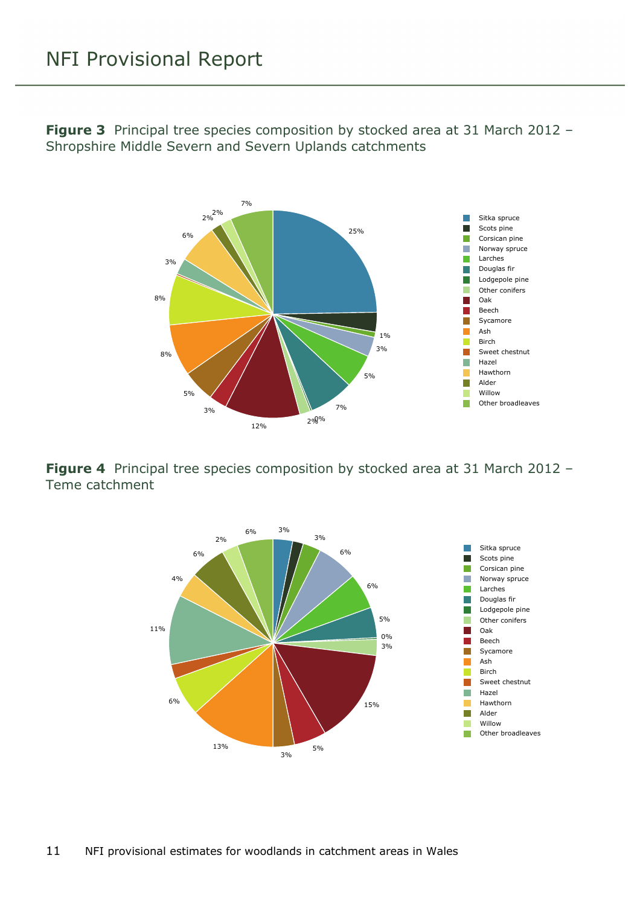**Figure 3** Principal tree species composition by stocked area at 31 March 2012 – Shropshire Middle Severn and Severn Uplands catchments

**Figure 4** Principal tree species composition by stocked area at 31 March 2012 – Teme catchment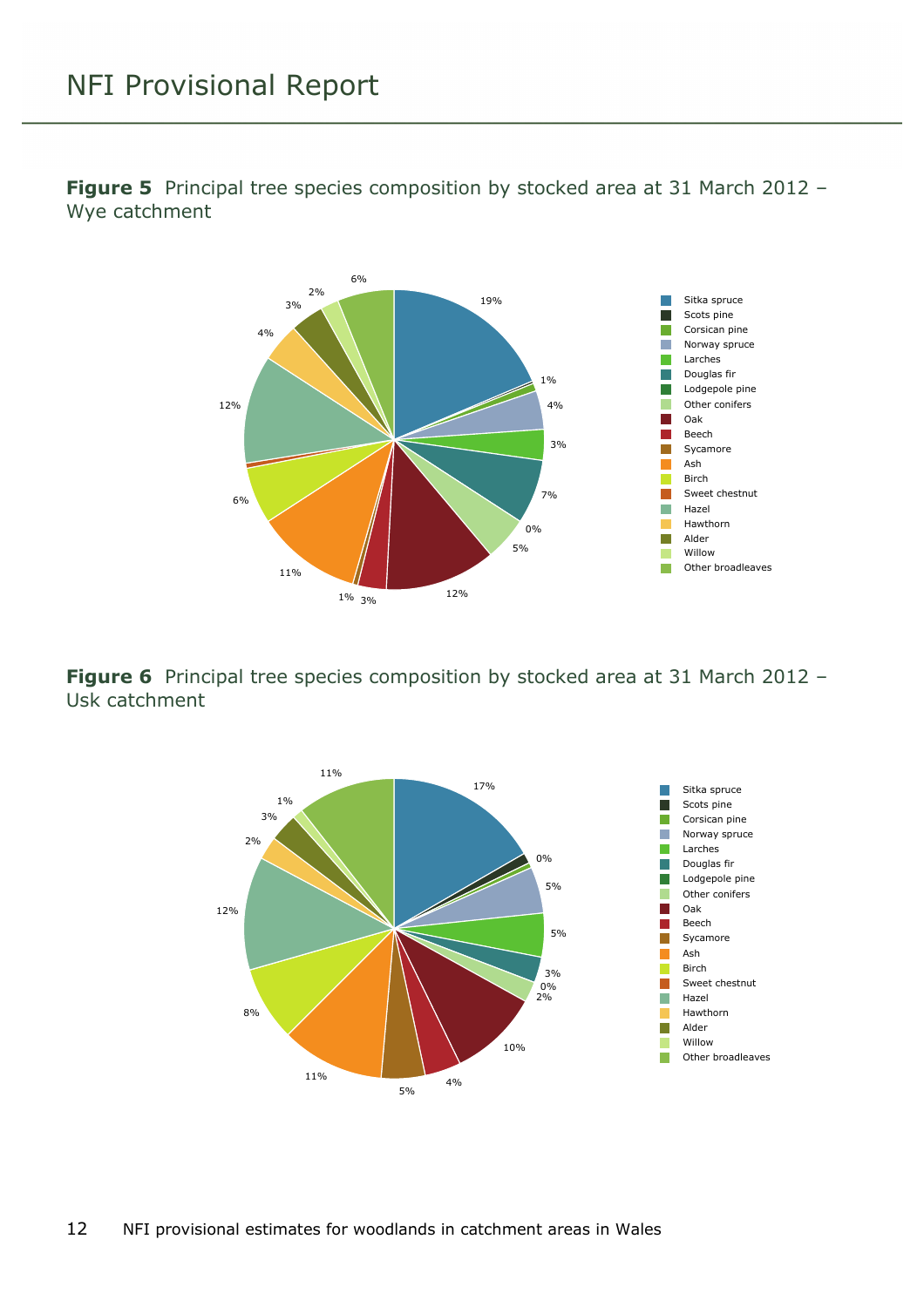**Figure 5** Principal tree species composition by stocked area at 31 March 2012 – Wye catchment

**Figure 6** Principal tree species composition by stocked area at 31 March 2012 – Usk catchment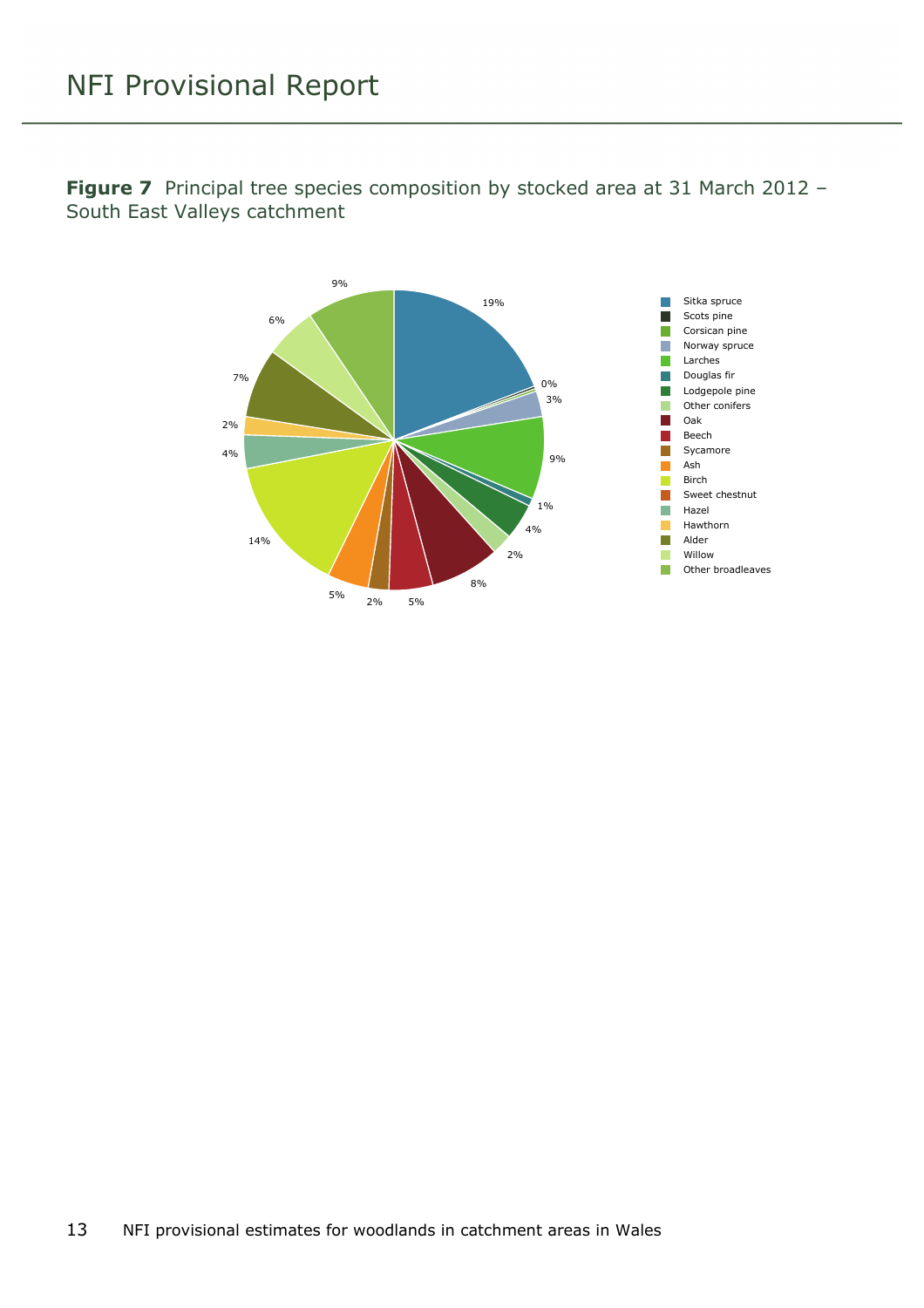**Figure 7** Principal tree species composition by stocked area at 31 March 2012 – South East Valleys catchment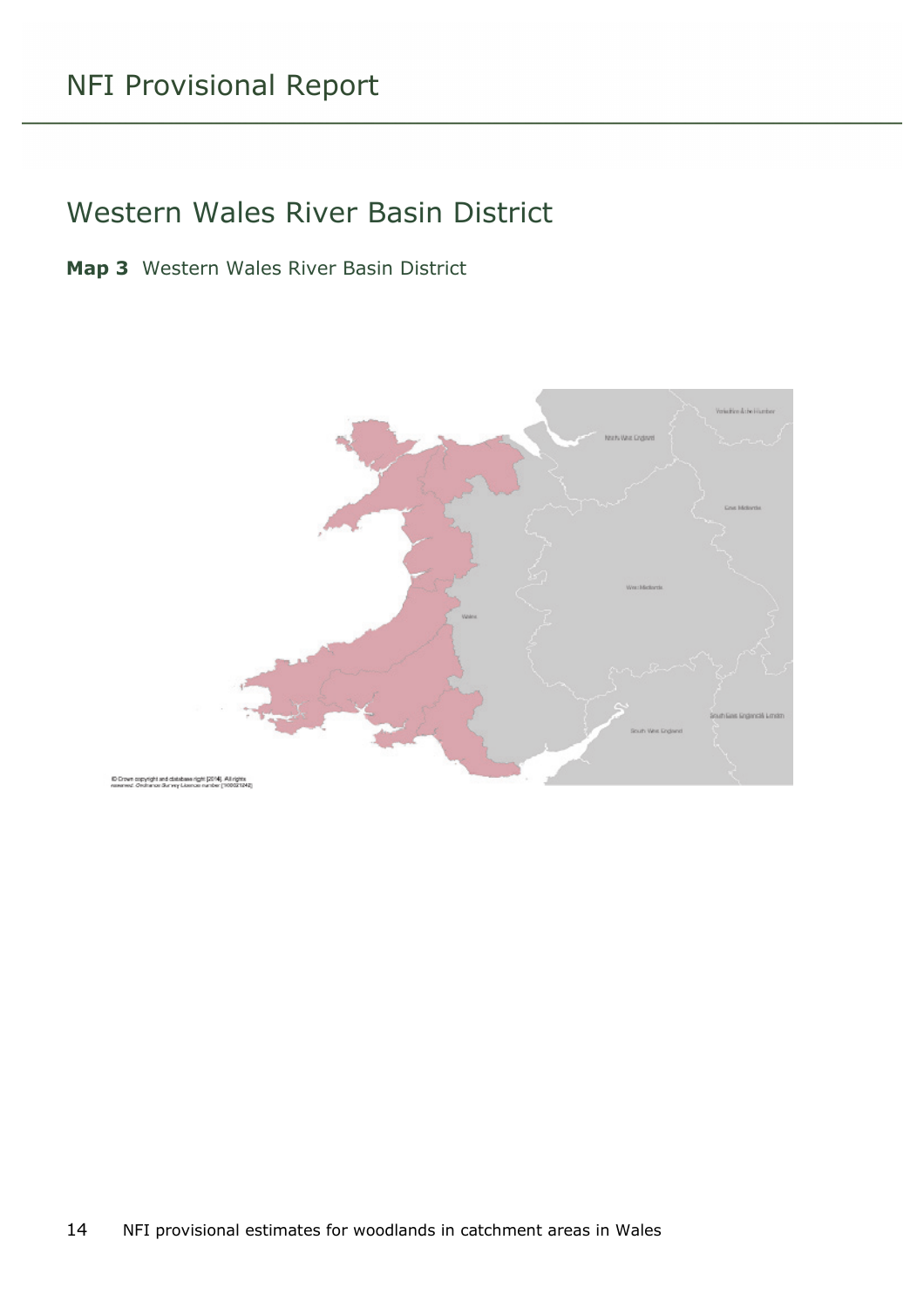# Western Wales River Basin District

**Map 3** Western Wales River Basin District

© Crown copyright and database right [2014]. All rights reserved. Ordnance Survey Licence number [100021242]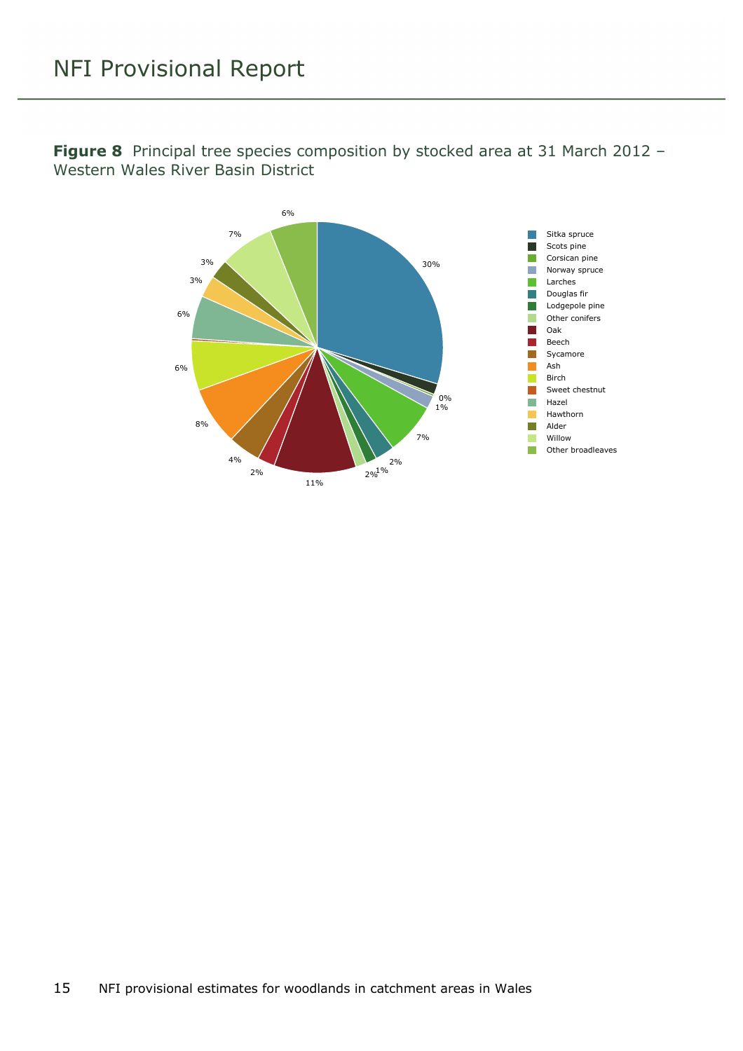**Figure 8** Principal tree species composition by stocked area at 31 March 2012 – Western Wales River Basin District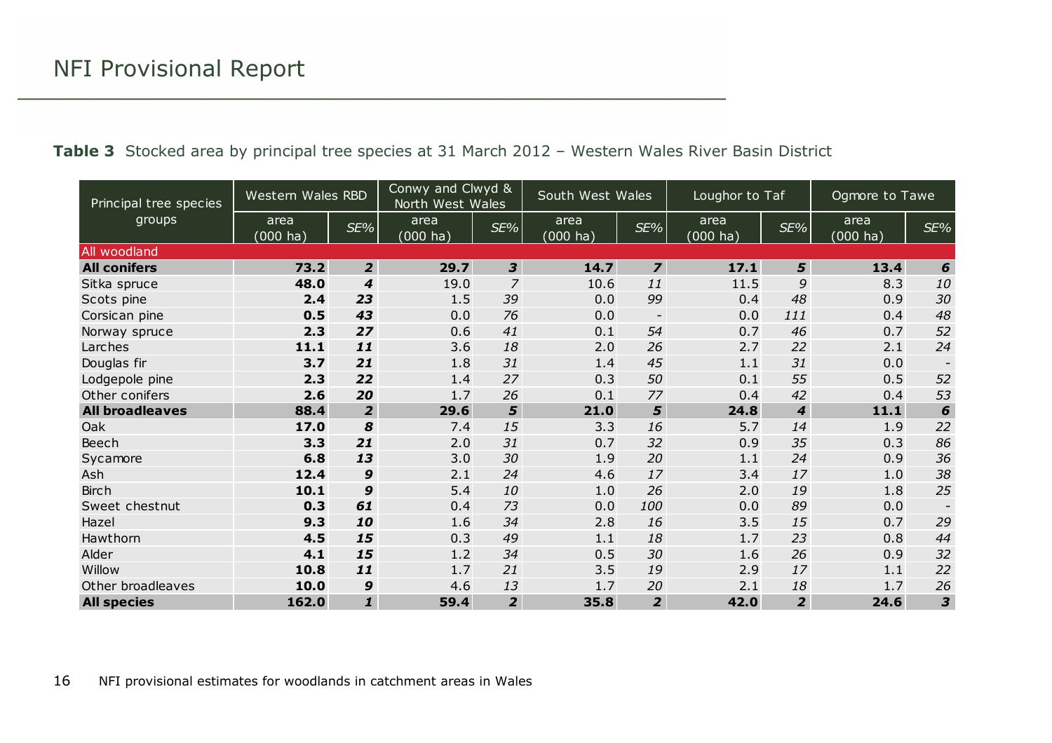**Table 3** Stocked area by principal tree species at 31 March 2012 – Western Wales River Basin District

| Principal tree species groups | Western Wales RBD | | Conwy and Clwyd & North West Wales | | South West Wales | | Loughor to Taf | | Ogmore to Tawe | |
|---|---|---|---|---|---|---|---|---|---|---|
| | area (000 ha) | *SE%* | area (000 ha) | *SE%* | area (000 ha) | *SE%* | area (000 ha) | *SE%* | area (000 ha) | *SE%* |
| All woodland | | | | | | | | | | |
| **All conifers** | **73.2** | ***2*** | **29.7** | ***3*** | **14.7** | ***7*** | **17.1** | ***5*** | **13.4** | ***6*** |
| Sitka spruce | **48.0** | ***4*** | 19.0 | *7* | 10.6 | *11* | 11.5 | *9* | 8.3 | *10* |
| Scots pine | **2.4** | ***23*** | 1.5 | *39* | 0.0 | *99* | 0.4 | *48* | 0.9 | *30* |
| Corsican pine | **0.5** | ***43*** | 0.0 | *76* | 0.0 | - | 0.0 | *111* | 0.4 | *48* |
| Norway spruce | **2.3** | ***27*** | 0.6 | *41* | 0.1 | *54* | 0.7 | *46* | 0.7 | *52* |
| Larches | **11.1** | ***11*** | 3.6 | *18* | 2.0 | *26* | 2.7 | *22* | 2.1 | *24* |
| Douglas fir | **3.7** | ***21*** | 1.8 | *31* | 1.4 | *45* | 1.1 | *31* | 0.0 | - |
| Lodgepole pine | **2.3** | ***22*** | 1.4 | *27* | 0.3 | *50* | 0.1 | *55* | 0.5 | *52* |
| Other conifers | **2.6** | ***20*** | 1.7 | *26* | 0.1 | *77* | 0.4 | *42* | 0.4 | *53* |
| **All broadleaves** | **88.4** | ***2*** | **29.6** | ***5*** | **21.0** | ***5*** | **24.8** | ***4*** | **11.1** | ***6*** |
| Oak | **17.0** | ***8*** | 7.4 | *15* | 3.3 | *16* | 5.7 | *14* | 1.9 | *22* |
| Beech | **3.3** | ***21*** | 2.0 | *31* | 0.7 | *32* | 0.9 | *35* | 0.3 | *86* |
| Sycamore | **6.8** | ***13*** | 3.0 | *30* | 1.9 | *20* | 1.1 | *24* | 0.9 | *36* |
| Ash | **12.4** | ***9*** | 2.1 | *24* | 4.6 | *17* | 3.4 | *17* | 1.0 | *38* |
| Birch | **10.1** | ***9*** | 5.4 | *10* | 1.0 | *26* | 2.0 | *19* | 1.8 | *25* |
| Sweet chestnut | **0.3** | ***61*** | 0.4 | *73* | 0.0 | *100* | 0.0 | *89* | 0.0 | - |
| Hazel | **9.3** | ***10*** | 1.6 | *34* | 2.8 | *16* | 3.5 | *15* | 0.7 | *29* |
| Hawthorn | **4.5** | ***15*** | 0.3 | *49* | 1.1 | *18* | 1.7 | *23* | 0.8 | *44* |
| Alder | **4.1** | ***15*** | 1.2 | *34* | 0.5 | *30* | 1.6 | *26* | 0.9 | *32* |
| Willow | **10.8** | ***11*** | 1.7 | *21* | 3.5 | *19* | 2.9 | *17* | 1.1 | *22* |
| Other broadleaves | **10.0** | ***9*** | 4.6 | *13* | 1.7 | *20* | 2.1 | *18* | 1.7 | *26* |
| **All species** | **162.0** | ***1*** | **59.4** | ***2*** | **35.8** | ***2*** | **42.0** | ***2*** | **24.6** | ***3*** |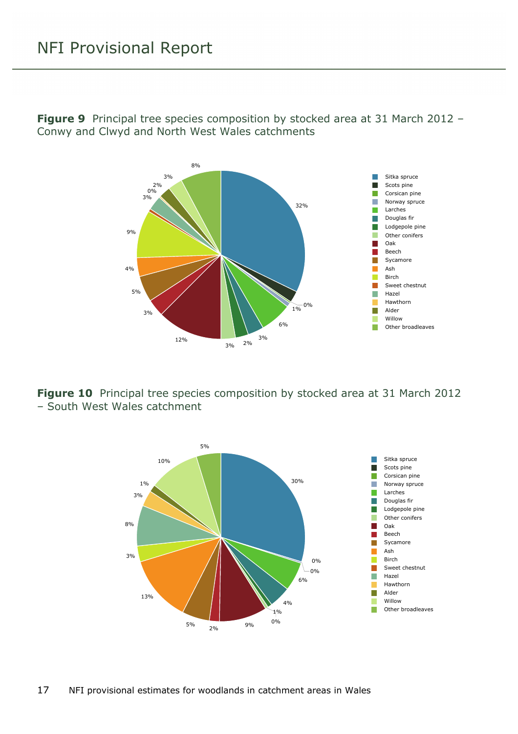**Figure 9** Principal tree species composition by stocked area at 31 March 2012 – Conwy and Clwyd and North West Wales catchments

**Figure 10** Principal tree species composition by stocked area at 31 March 2012 – South West Wales catchment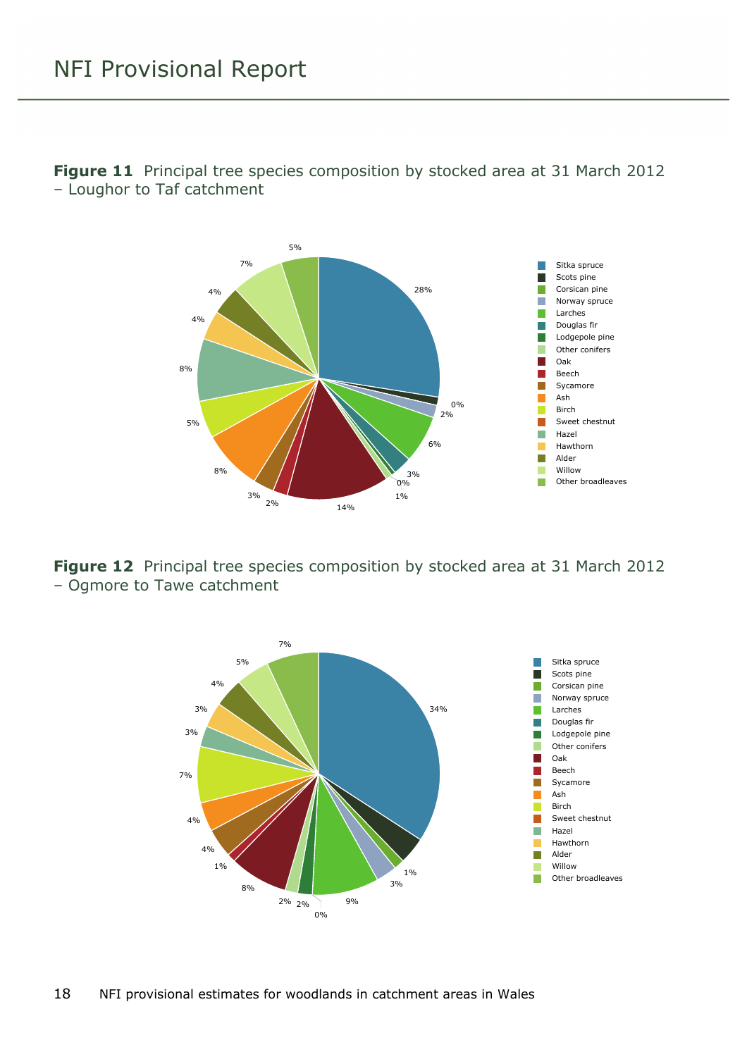**Figure 11** Principal tree species composition by stocked area at 31 March 2012 – Loughor to Taf catchment

**Figure 12** Principal tree species composition by stocked area at 31 March 2012 – Ogmore to Tawe catchment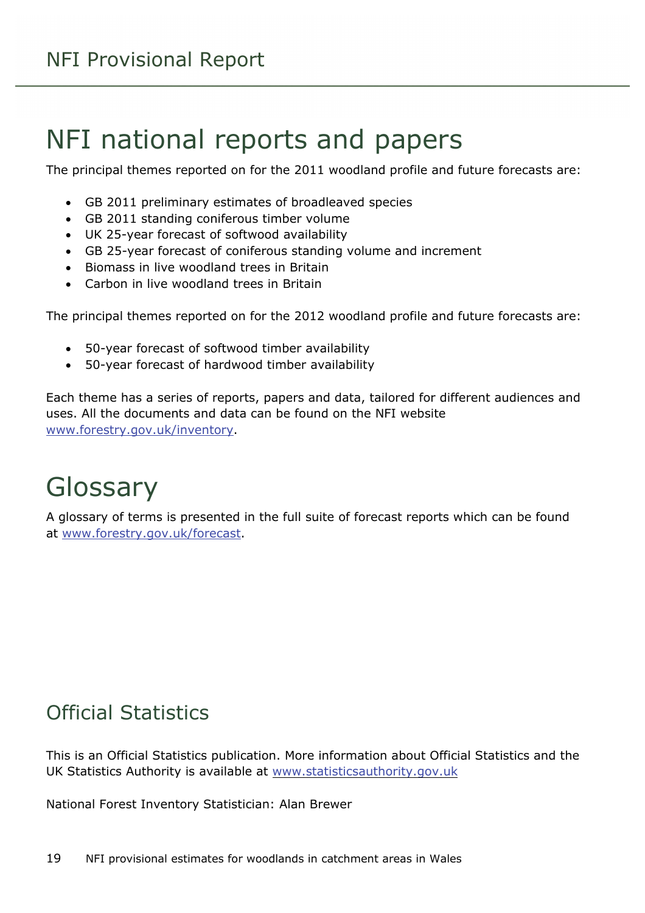# NFI national reports and papers

The principal themes reported on for the 2011 woodland profile and future forecasts are:

- GB 2011 preliminary estimates of broadleaved species
- GB 2011 standing coniferous timber volume
- UK 25-year forecast of softwood availability
- GB 25-year forecast of coniferous standing volume and increment
- Biomass in live woodland trees in Britain
- Carbon in live woodland trees in Britain

The principal themes reported on for the 2012 woodland profile and future forecasts are:

- 50-year forecast of softwood timber availability
- 50-year forecast of hardwood timber availability

Each theme has a series of reports, papers and data, tailored for different audiences and uses. All the documents and data can be found on the NFI website www.forestry.gov.uk/inventory.

# Glossary

A glossary of terms is presented in the full suite of forecast reports which can be found at www.forestry.gov.uk/forecast.

## Official Statistics

This is an Official Statistics publication. More information about Official Statistics and the UK Statistics Authority is available at www.statisticsauthority.gov.uk

National Forest Inventory Statistician: Alan Brewer